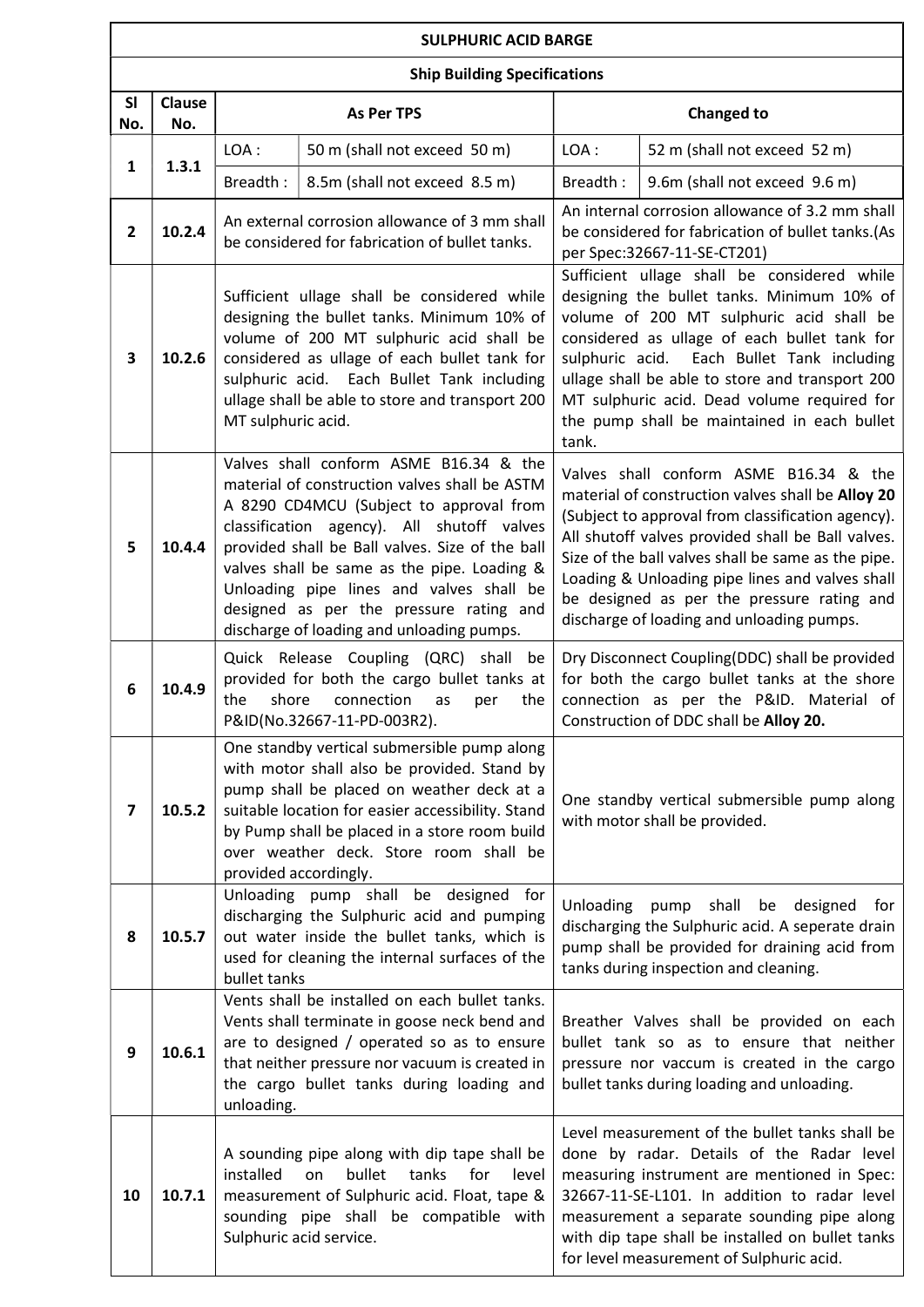# SULPHURIC ACID BARGE

## Ship Building Specifications

| Sl No. | Clause No. | As Per TPS | | Changed to | |
|---|---|---|---|---|---|
| 1 | 1.3.1 | LOA : | 50 m (shall not exceed 50 m) | LOA : | 52 m (shall not exceed 52 m) |
| | | Breadth : | 8.5m (shall not exceed 8.5 m) | Breadth : | 9.6m (shall not exceed 9.6 m) |
| 2 | 10.2.4 | An external corrosion allowance of 3 mm shall be considered for fabrication of bullet tanks. | | An internal corrosion allowance of 3.2 mm shall be considered for fabrication of bullet tanks.(As per Spec:32667-11-SE-CT201) | |
| 3 | 10.2.6 | Sufficient ullage shall be considered while designing the bullet tanks. Minimum 10% of volume of 200 MT sulphuric acid shall be considered as ullage of each bullet tank for sulphuric acid. Each Bullet Tank including ullage shall be able to store and transport 200 MT sulphuric acid. | | Sufficient ullage shall be considered while designing the bullet tanks. Minimum 10% of volume of 200 MT sulphuric acid shall be considered as ullage of each bullet tank for sulphuric acid. Each Bullet Tank including ullage shall be able to store and transport 200 MT sulphuric acid. Dead volume required for the pump shall be maintained in each bullet tank. | |
| 5 | 10.4.4 | Valves shall conform ASME B16.34 & the material of construction valves shall be ASTM A 8290 CD4MCU (Subject to approval from classification agency). All shutoff valves provided shall be Ball valves. Size of the ball valves shall be same as the pipe. Loading & Unloading pipe lines and valves shall be designed as per the pressure rating and discharge of loading and unloading pumps. | | Valves shall conform ASME B16.34 & the material of construction valves shall be **Alloy 20** (Subject to approval from classification agency). All shutoff valves provided shall be Ball valves. Size of the ball valves shall be same as the pipe. Loading & Unloading pipe lines and valves shall be designed as per the pressure rating and discharge of loading and unloading pumps. | |
| 6 | 10.4.9 | Quick Release Coupling (QRC) shall be provided for both the cargo bullet tanks at the shore connection as per the P&ID(No.32667-11-PD-003R2). | | Dry Disconnect Coupling(DDC) shall be provided for both the cargo bullet tanks at the shore connection as per the P&ID. Material of Construction of DDC shall be **Alloy 20.** | |
| 7 | 10.5.2 | One standby vertical submersible pump along with motor shall also be provided. Stand by pump shall be placed on weather deck at a suitable location for easier accessibility. Stand by Pump shall be placed in a store room build over weather deck. Store room shall be provided accordingly. | | One standby vertical submersible pump along with motor shall be provided. | |
| 8 | 10.5.7 | Unloading pump shall be designed for discharging the Sulphuric acid and pumping out water inside the bullet tanks, which is used for cleaning the internal surfaces of the bullet tanks | | Unloading pump shall be designed for discharging the Sulphuric acid. A seperate drain pump shall be provided for draining acid from tanks during inspection and cleaning. | |
| 9 | 10.6.1 | Vents shall be installed on each bullet tanks. Vents shall terminate in goose neck bend and are to designed / operated so as to ensure that neither pressure nor vacuum is created in the cargo bullet tanks during loading and unloading. | | Breather Valves shall be provided on each bullet tank so as to ensure that neither pressure nor vaccum is created in the cargo bullet tanks during loading and unloading. | |
| 10 | 10.7.1 | A sounding pipe along with dip tape shall be installed on bullet tanks for level measurement of Sulphuric acid. Float, tape & sounding pipe shall be compatible with Sulphuric acid service. | | Level measurement of the bullet tanks shall be done by radar. Details of the Radar level measuring instrument are mentioned in Spec: 32667-11-SE-L101. In addition to radar level measurement a separate sounding pipe along with dip tape shall be installed on bullet tanks for level measurement of Sulphuric acid. | |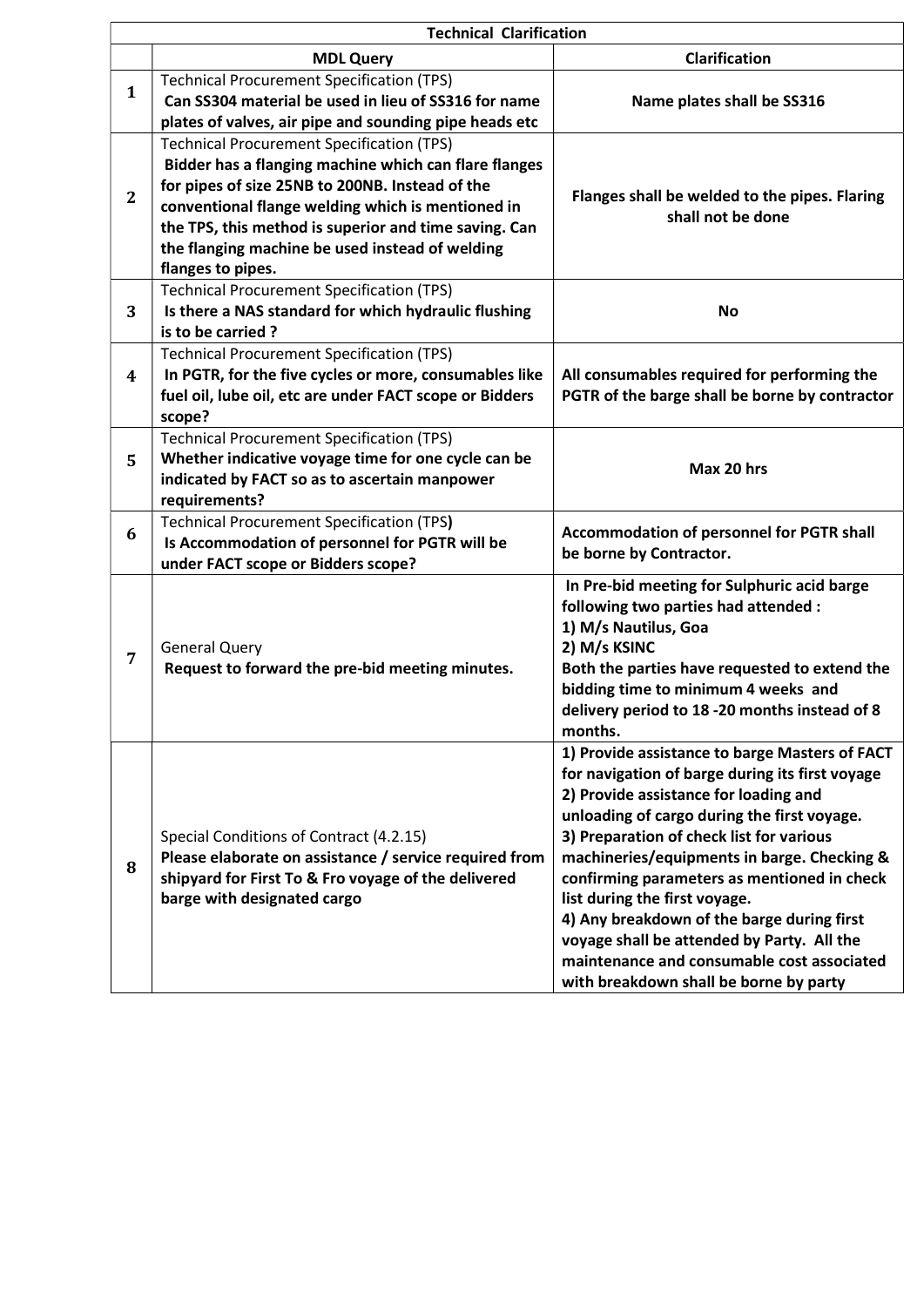| Technical Clarification | | |
|---|---|---|
| | **MDL Query** | **Clarification** |
| 1 | Technical Procurement Specification (TPS)<br>**Can SS304 material be used in lieu of SS316 for name plates of valves, air pipe and sounding pipe heads etc** | **Name plates shall be SS316** |
| 2 | Technical Procurement Specification (TPS)<br>**Bidder has a flanging machine which can flare flanges for pipes of size 25NB to 200NB. Instead of the conventional flange welding which is mentioned in the TPS, this method is superior and time saving. Can the flanging machine be used instead of welding flanges to pipes.** | **Flanges shall be welded to the pipes. Flaring shall not be done** |
| 3 | Technical Procurement Specification (TPS)<br>**Is there a NAS standard for which hydraulic flushing is to be carried ?** | **No** |
| 4 | Technical Procurement Specification (TPS)<br>**In PGTR, for the five cycles or more, consumables like fuel oil, lube oil, etc are under FACT scope or Bidders scope?** | **All consumables required for performing the PGTR of the barge shall be borne by contractor** |
| 5 | Technical Procurement Specification (TPS)<br>**Whether indicative voyage time for one cycle can be indicated by FACT so as to ascertain manpower requirements?** | **Max 20 hrs** |
| 6 | Technical Procurement Specification (TPS**)**<br>**Is Accommodation of personnel for PGTR will be under FACT scope or Bidders scope?** | **Accommodation of personnel for PGTR shall be borne by Contractor.** |
| 7 | General Query<br>**Request to forward the pre-bid meeting minutes.** | **In Pre-bid meeting for Sulphuric acid barge following two parties had attended :**<br>**1) M/s Nautilus, Goa**<br>**2) M/s KSINC**<br>**Both the parties have requested to extend the bidding time to minimum 4 weeks and delivery period to 18 -20 months instead of 8 months.** |
| 8 | Special Conditions of Contract (4.2.15)<br>**Please elaborate on assistance / service required from shipyard for First To & Fro voyage of the delivered barge with designated cargo** | **1) Provide assistance to barge Masters of FACT for navigation of barge during its first voyage**<br>**2) Provide assistance for loading and unloading of cargo during the first voyage.**<br>**3) Preparation of check list for various machineries/equipments in barge. Checking & confirming parameters as mentioned in check list during the first voyage.**<br>**4) Any breakdown of the barge during first voyage shall be attended by Party. All the maintenance and consumable cost associated with breakdown shall be borne by party** |